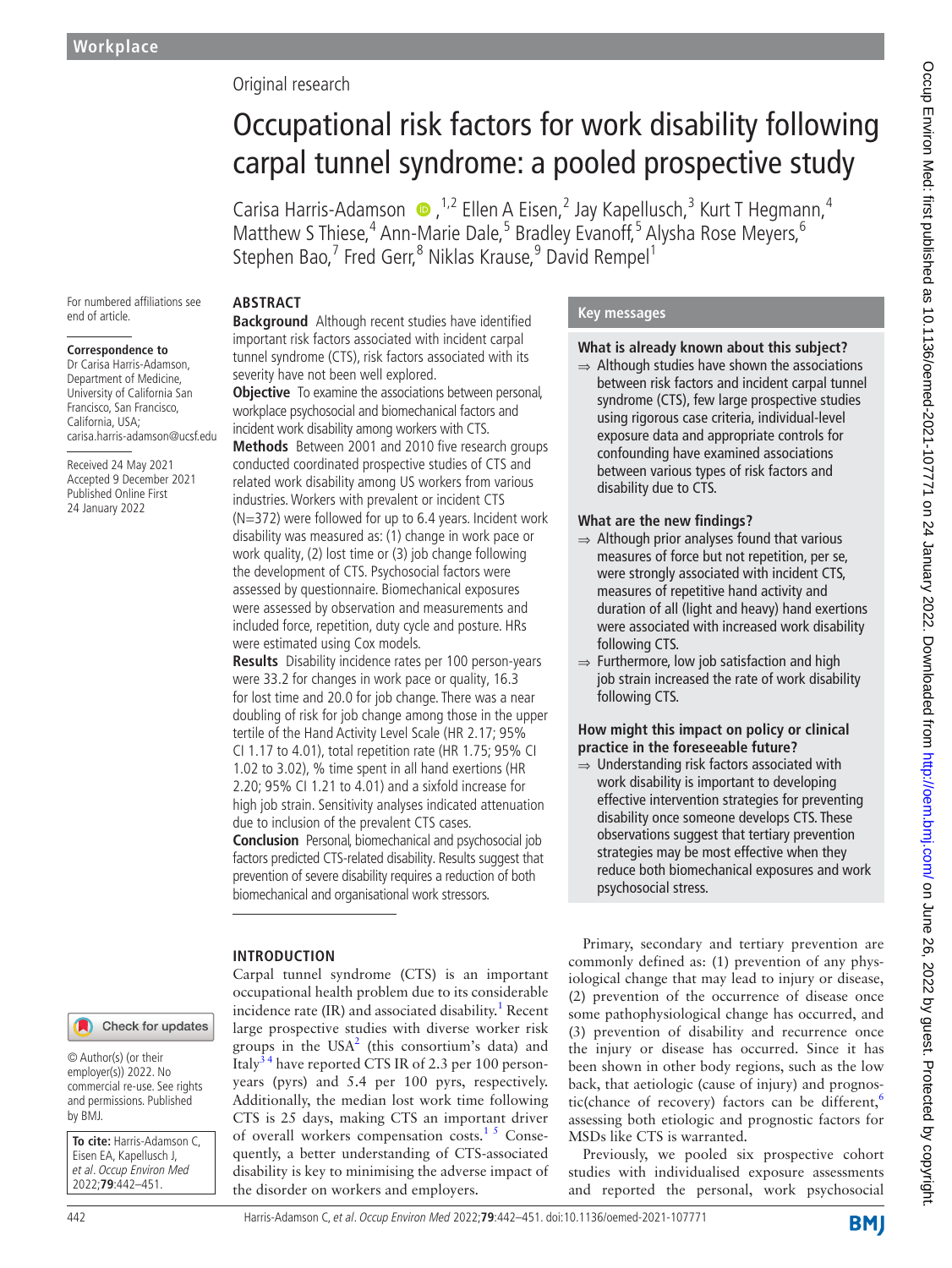Workplace

Original research

# Occupational risk factors for work disability following carpal tunnel syndrome: a pooled prospective study

Carisa Harris-Adamson [1,2] Ellen A Eisen,[2] Jay Kapellusch,[3] Kurt T Hegmann,[4] Matthew S Thiese,[4] Ann-Marie Dale,[5] Bradley Evanoff,[5] Alysha Rose Meyers,[6] Stephen Bao,[7] Fred Gerr,[8] Niklas Krause,[9] David Rempel[1]

For numbered affiliations see end of article.

**Correspondence to**
Dr Carisa Harris-Adamson, Department of Medicine, University of California San Francisco, San Francisco, California, USA; carisa.harris-adamson@ucsf.edu

Received 24 May 2021
Accepted 9 December 2021
Published Online First 24 January 2022

## ABSTRACT

**Background** Although recent studies have identified important risk factors associated with incident carpal tunnel syndrome (CTS), risk factors associated with its severity have not been well explored.

**Objective** To examine the associations between personal, workplace psychosocial and biomechanical factors and incident work disability among workers with CTS.

**Methods** Between 2001 and 2010 five research groups conducted coordinated prospective studies of CTS and related work disability among US workers from various industries. Workers with prevalent or incident CTS (N=372) were followed for up to 6.4 years. Incident work disability was measured as: (1) change in work pace or work quality, (2) lost time or (3) job change following the development of CTS. Psychosocial factors were assessed by questionnaire. Biomechanical exposures were assessed by observation and measurements and included force, repetition, duty cycle and posture. HRs were estimated using Cox models.

**Results** Disability incidence rates per 100 person-years were 33.2 for changes in work pace or quality, 16.3 for lost time and 20.0 for job change. There was a near doubling of risk for job change among those in the upper tertile of the Hand Activity Level Scale (HR 2.17; 95% CI 1.17 to 4.01), total repetition rate (HR 1.75; 95% CI 1.02 to 3.02), % time spent in all hand exertions (HR 2.20; 95% CI 1.21 to 4.01) and a sixfold increase for high job strain. Sensitivity analyses indicated attenuation due to inclusion of the prevalent CTS cases.

**Conclusion** Personal, biomechanical and psychosocial job factors predicted CTS-related disability. Results suggest that prevention of severe disability requires a reduction of both biomechanical and organisational work stressors.

## Key messages

**What is already known about this subject?**

⇒ Although studies have shown the associations between risk factors and incident carpal tunnel syndrome (CTS), few large prospective studies using rigorous case criteria, individual-level exposure data and appropriate controls for confounding have examined associations between various types of risk factors and disability due to CTS.

**What are the new findings?**

⇒ Although prior analyses found that various measures of force but not repetition, per se, were strongly associated with incident CTS, measures of repetitive hand activity and duration of all (light and heavy) hand exertions were associated with increased work disability following CTS.

⇒ Furthermore, low job satisfaction and high job strain increased the rate of work disability following CTS.

**How might this impact on policy or clinical practice in the foreseeable future?**

⇒ Understanding risk factors associated with work disability is important to developing effective intervention strategies for preventing disability once someone develops CTS. These observations suggest that tertiary prevention strategies may be most effective when they reduce both biomechanical exposures and work psychosocial stress.

## INTRODUCTION

Carpal tunnel syndrome (CTS) is an important occupational health problem due to its considerable incidence rate (IR) and associated disability.[1] Recent large prospective studies with diverse worker risk groups in the USA[2] (this consortium's data) and Italy[3 4] have reported CTS IR of 2.3 per 100 person-years (pyrs) and 5.4 per 100 pyrs, respectively. Additionally, the median lost work time following CTS is 25 days, making CTS an important driver of overall workers compensation costs.[1 5] Consequently, a better understanding of CTS-associated disability is key to minimising the adverse impact of the disorder on workers and employers.

Primary, secondary and tertiary prevention are commonly defined as: (1) prevention of any physiological change that may lead to injury or disease, (2) prevention of the occurrence of disease once some pathophysiological change has occurred, and (3) prevention of disability and recurrence once the injury or disease has occurred. Since it has been shown in other body regions, such as the low back, that aetiologic (cause of injury) and prognostic(chance of recovery) factors can be different,[6] assessing both etiologic and prognostic factors for MSDs like CTS is warranted.

Previously, we pooled six prospective cohort studies with individualised exposure assessments and reported the personal, work psychosocial

Check for updates

© Author(s) (or their employer(s)) 2022. No commercial re-use. See rights and permissions. Published by BMJ.

**To cite:** Harris-Adamson C, Eisen EA, Kapellusch J, et al. *Occup Environ Med* 2022;**79**:442–451.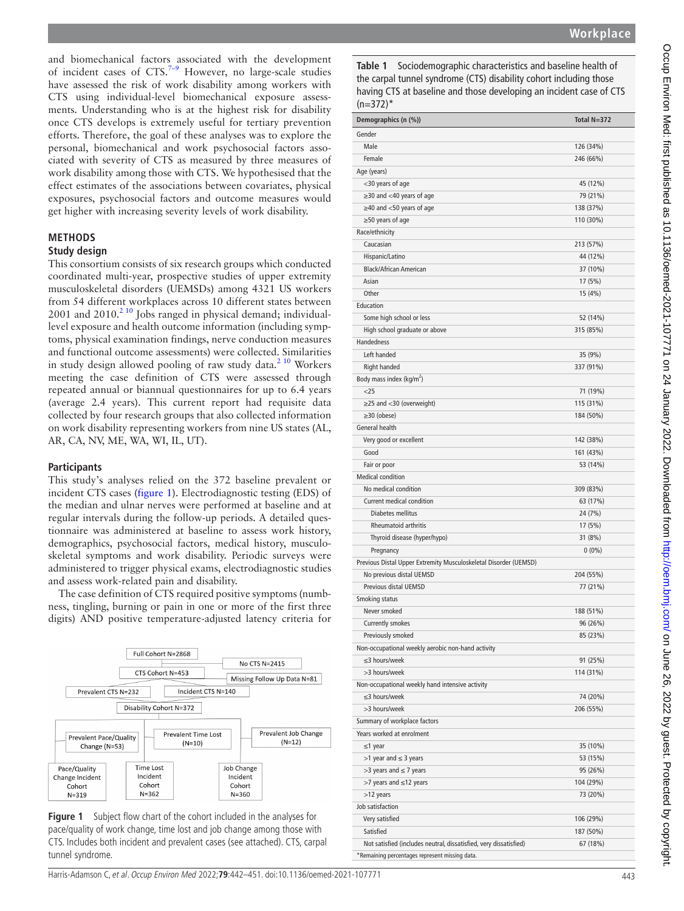and biomechanical factors associated with the development of incident cases of CTS.[7–9] However, no large-scale studies have assessed the risk of work disability among workers with CTS using individual-level biomechanical exposure assessments. Understanding who is at the highest risk for disability once CTS develops is extremely useful for tertiary prevention efforts. Therefore, the goal of these analyses was to explore the personal, biomechanical and work psychosocial factors associated with severity of CTS as measured by three measures of work disability among those with CTS. We hypothesised that the effect estimates of the associations between covariates, physical exposures, psychosocial factors and outcome measures would get higher with increasing severity levels of work disability.

## METHODS

### Study design

This consortium consists of six research groups which conducted coordinated multi-year, prospective studies of upper extremity musculoskeletal disorders (UEMSDs) among 4321 US workers from 54 different workplaces across 10 different states between 2001 and 2010.[2 10] Jobs ranged in physical demand; individual-level exposure and health outcome information (including symptoms, physical examination findings, nerve conduction measures and functional outcome assessments) were collected. Similarities in study design allowed pooling of raw study data.[2 10] Workers meeting the case definition of CTS were assessed through repeated annual or biannual questionnaires for up to 6.4 years (average 2.4 years). This current report had requisite data collected by four research groups that also collected information on work disability representing workers from nine US states (AL, AR, CA, NV, ME, WA, WI, IL, UT).

### Participants

This study's analyses relied on the 372 baseline prevalent or incident CTS cases (figure 1). Electrodiagnostic testing (EDS) of the median and ulnar nerves were performed at baseline and at regular intervals during the follow-up periods. A detailed questionnaire was administered at baseline to assess work history, demographics, psychosocial factors, medical history, musculoskeletal symptoms and work disability. Periodic surveys were administered to trigger physical exams, electrodiagnostic studies and assess work-related pain and disability.

The case definition of CTS required positive symptoms (numbness, tingling, burning or pain in one or more of the first three digits) AND positive temperature-adjusted latency criteria for

Full Cohort N=2868 → No CTS N=2415; CTS Cohort N=453 → Missing Follow Up Data N=81; Prevalent CTS N=232; Incident CTS N=140 → Disability Cohort N=372 → Prevalent Pace/Quality Change (N=53); Prevalent Time Lost (N=10); Prevalent Job Change (N=12) → Pace/Quality Change Incident Cohort N=319; Time Lost Incident Cohort N=362; Job Change Incident Cohort N=360

**Figure 1** Subject flow chart of the cohort included in the analyses for pace/quality of work change, time lost and job change among those with CTS. Includes both incident and prevalent cases (see attached). CTS, carpal tunnel syndrome.

**Table 1** Sociodemographic characteristics and baseline health of the carpal tunnel syndrome (CTS) disability cohort including those having CTS at baseline and those developing an incident case of CTS (n=372)*

| Demographics (n (%)) | Total N=372 |
|---|---|
| Gender | |
| Male | 126 (34%) |
| Female | 246 (66%) |
| Age (years) | |
| <30 years of age | 45 (12%) |
| ≥30 and <40 years of age | 79 (21%) |
| ≥40 and <50 years of age | 138 (37%) |
| ≥50 years of age | 110 (30%) |
| Race/ethnicity | |
| Caucasian | 213 (57%) |
| Hispanic/Latino | 44 (12%) |
| Black/African American | 37 (10%) |
| Asian | 17 (5%) |
| Other | 15 (4%) |
| Education | |
| Some high school or less | 52 (14%) |
| High school graduate or above | 315 (85%) |
| Handedness | |
| Left handed | 35 (9%) |
| Right handed | 337 (91%) |
| Body mass index (kg/m$^2$) | |
| <25 | 71 (19%) |
| ≥25 and <30 (overweight) | 115 (31%) |
| ≥30 (obese) | 184 (50%) |
| General health | |
| Very good or excellent | 142 (38%) |
| Good | 161 (43%) |
| Fair or poor | 53 (14%) |
| Medical condition | |
| No medical condition | 309 (83%) |
| Current medical condition | 63 (17%) |
| Diabetes mellitus | 24 (7%) |
| Rheumatoid arthritis | 17 (5%) |
| Thyroid disease (hyper/hypo) | 31 (8%) |
| Pregnancy | 0 (0%) |
| Previous Distal Upper Extremity Musculoskeletal Disorder (UEMSD) | |
| No previous distal UEMSD | 204 (55%) |
| Previous distal UEMSD | 77 (21%) |
| Smoking status | |
| Never smoked | 188 (51%) |
| Currently smokes | 96 (26%) |
| Previously smoked | 85 (23%) |
| Non-occupational weekly aerobic non-hand activity | |
| ≤3 hours/week | 91 (25%) |
| >3 hours/week | 114 (31%) |
| Non-occupational weekly hand intensive activity | |
| ≤3 hours/week | 74 (20%) |
| >3 hours/week | 206 (55%) |
| Summary of workplace factors | |
| Years worked at enrolment | |
| ≤1 year | 35 (10%) |
| >1 year and ≤ 3 years | 53 (15%) |
| >3 years and ≤ 7 years | 95 (26%) |
| >7 years and ≤12 years | 104 (29%) |
| >12 years | 73 (20%) |
| Job satisfaction | |
| Very satisfied | 106 (29%) |
| Satisfied | 187 (50%) |
| Not satisfied (includes neutral, dissatisfied, very dissatisfied) | 67 (18%) |

*Remaining percentages represent missing data.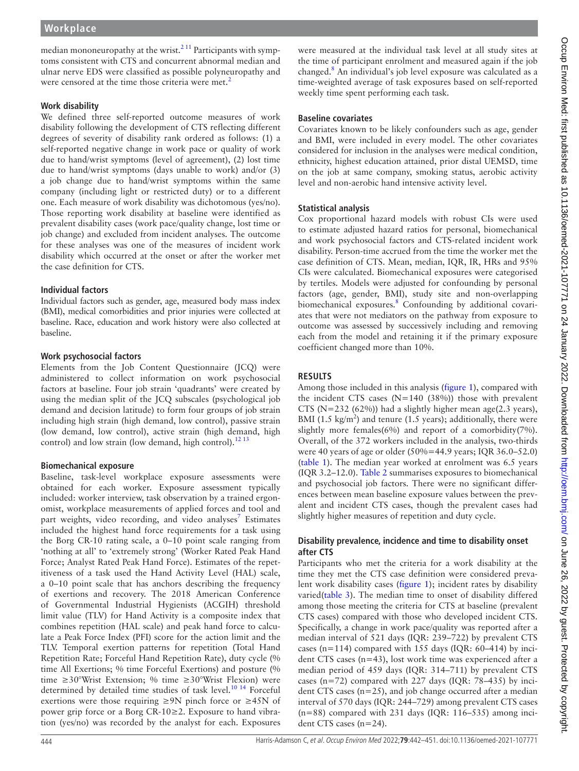median mononeuropathy at the wrist.[2,11] Participants with symptoms consistent with CTS and concurrent abnormal median and ulnar nerve EDS were classified as possible polyneuropathy and were censored at the time those criteria were met.[2]

### Work disability

We defined three self-reported outcome measures of work disability following the development of CTS reflecting different degrees of severity of disability rank ordered as follows: (1) a self-reported negative change in work pace or quality of work due to hand/wrist symptoms (level of agreement), (2) lost time due to hand/wrist symptoms (days unable to work) and/or (3) a job change due to hand/wrist symptoms within the same company (including light or restricted duty) or to a different one. Each measure of work disability was dichotomous (yes/no). Those reporting work disability at baseline were identified as prevalent disability cases (work pace/quality change, lost time or job change) and excluded from incident analyses. The outcome for these analyses was one of the measures of incident work disability which occurred at the onset or after the worker met the case definition for CTS.

### Individual factors

Individual factors such as gender, age, measured body mass index (BMI), medical comorbidities and prior injuries were collected at baseline. Race, education and work history were also collected at baseline.

### Work psychosocial factors

Elements from the Job Content Questionnaire (JCQ) were administered to collect information on work psychosocial factors at baseline. Four job strain 'quadrants' were created by using the median split of the JCQ subscales (psychological job demand and decision latitude) to form four groups of job strain including high strain (high demand, low control), passive strain (low demand, low control), active strain (high demand, high control) and low strain (low demand, high control).[12,13]

### Biomechanical exposure

Baseline, task-level workplace exposure assessments were obtained for each worker. Exposure assessment typically included: worker interview, task observation by a trained ergonomist, workplace measurements of applied forces and tool and part weights, video recording, and video analyses[7] Estimates included the highest hand force requirements for a task using the Borg CR-10 rating scale, a 0–10 point scale ranging from 'nothing at all' to 'extremely strong' (Worker Rated Peak Hand Force; Analyst Rated Peak Hand Force). Estimates of the repetitiveness of a task used the Hand Activity Level (HAL) scale, a 0–10 point scale that has anchors describing the frequency of exertions and recovery. The 2018 American Conference of Governmental Industrial Hygienists (ACGIH) threshold limit value (TLV) for Hand Activity is a composite index that combines repetition (HAL scale) and peak hand force to calculate a Peak Force Index (PFI) score for the action limit and the TLV. Temporal exertion patterns for repetition (Total Hand Repetition Rate; Forceful Hand Repetition Rate), duty cycle (% time All Exertions; % time Forceful Exertions) and posture (% time ≥30°Wrist Extension; % time ≥30°Wrist Flexion) were determined by detailed time studies of task level.[10,14] Forceful exertions were those requiring ≥9N pinch force or ≥45N of power grip force or a Borg CR-10≥2. Exposure to hand vibration (yes/no) was recorded by the analyst for each. Exposures were measured at the individual task level at all study sites at the time of participant enrolment and measured again if the job changed.[8] An individual's job level exposure was calculated as a time-weighted average of task exposures based on self-reported weekly time spent performing each task.

### Baseline covariates

Covariates known to be likely confounders such as age, gender and BMI, were included in every model. The other covariates considered for inclusion in the analyses were medical condition, ethnicity, highest education attained, prior distal UEMSD, time on the job at same company, smoking status, aerobic activity level and non-aerobic hand intensive activity level.

### Statistical analysis

Cox proportional hazard models with robust CIs were used to estimate adjusted hazard ratios for personal, biomechanical and work psychosocial factors and CTS-related incident work disability. Person-time accrued from the time the worker met the case definition of CTS. Mean, median, IQR, IR, HRs and 95% CIs were calculated. Biomechanical exposures were categorised by tertiles. Models were adjusted for confounding by personal factors (age, gender, BMI), study site and non-overlapping biomechanical exposures.[8] Confounding by additional covariates that were not mediators on the pathway from exposure to outcome was assessed by successively including and removing each from the model and retaining it if the primary exposure coefficient changed more than 10%.

## RESULTS

Among those included in this analysis (figure 1), compared with the incident CTS cases (N=140 (38%)) those with prevalent CTS (N=232 (62%)) had a slightly higher mean age(2.3 years), BMI (1.5 kg/m$^2$) and tenure (1.5 years); additionally, there were slightly more females(6%) and report of a comorbidity(7%). Overall, of the 372 workers included in the analysis, two-thirds were 40 years of age or older (50%=44.9 years; IQR 36.0–52.0) (table 1). The median year worked at enrolment was 6.5 years (IQR 3.2–12.0). Table 2 summarises exposures to biomechanical and psychosocial job factors. There were no significant differences between mean baseline exposure values between the prevalent and incident CTS cases, though the prevalent cases had slightly higher measures of repetition and duty cycle.

### Disability prevalence, incidence and time to disability onset after CTS

Participants who met the criteria for a work disability at the time they met the CTS case definition were considered prevalent work disability cases (figure 1); incident rates by disability varied(table 3). The median time to onset of disability differed among those meeting the criteria for CTS at baseline (prevalent CTS cases) compared with those who developed incident CTS. Specifically, a change in work pace/quality was reported after a median interval of 521 days (IQR: 239–722) by prevalent CTS cases (n=114) compared with 155 days (IQR: 60–414) by incident CTS cases (n=43), lost work time was experienced after a median period of 459 days (IQR: 314–711) by prevalent CTS cases (n=72) compared with 227 days (IQR: 78–435) by incident CTS cases (n=25), and job change occurred after a median interval of 570 days (IQR: 244–729) among prevalent CTS cases (n=88) compared with 231 days (IQR: 116–535) among incident CTS cases (n=24).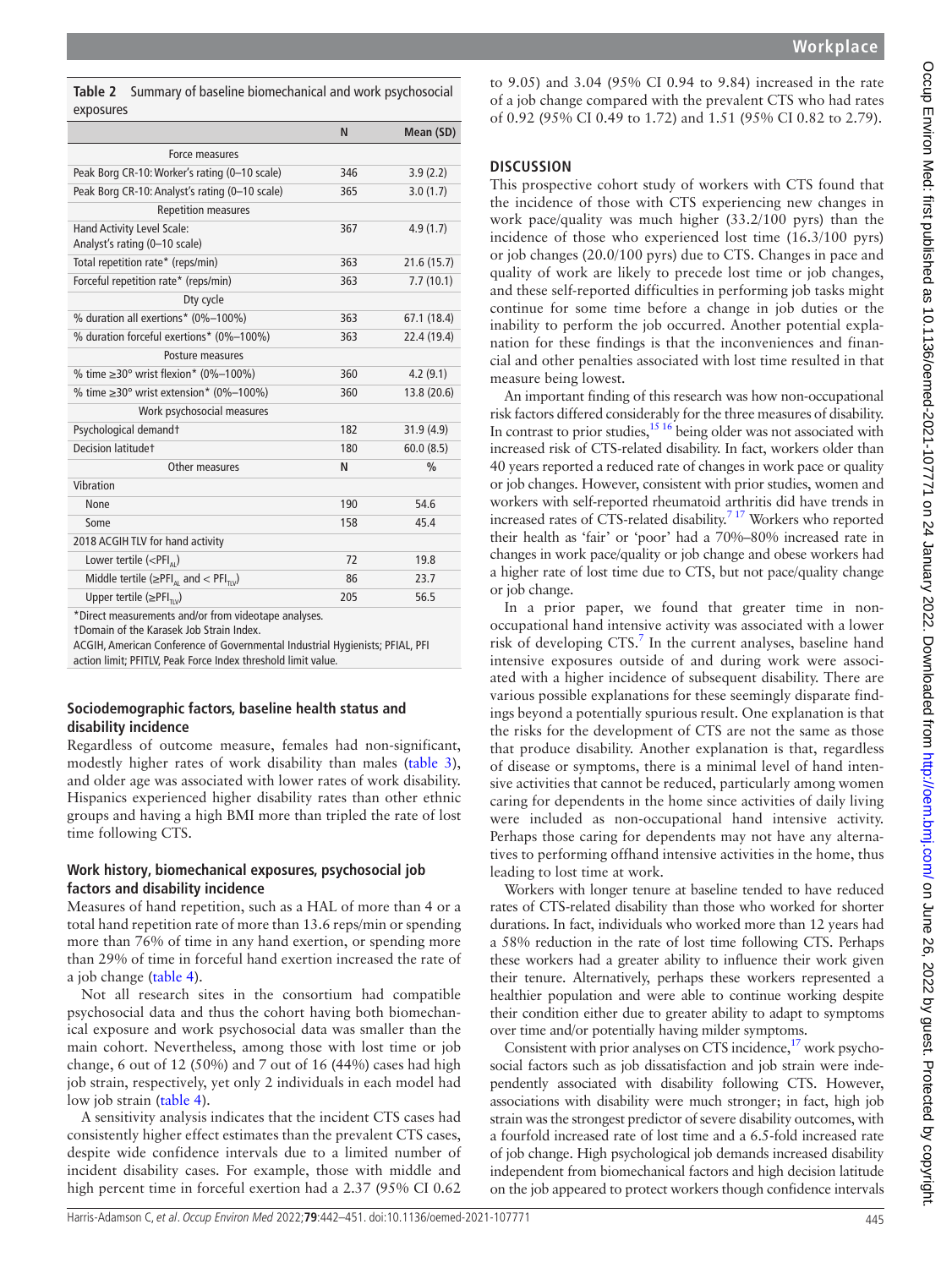**Table 2** Summary of baseline biomechanical and work psychosocial exposures

| | N | Mean (SD) |
|---|---|---|
| Force measures | | |
| Peak Borg CR-10: Worker's rating (0–10 scale) | 346 | 3.9 (2.2) |
| Peak Borg CR-10: Analyst's rating (0–10 scale) | 365 | 3.0 (1.7) |
| Repetition measures | | |
| Hand Activity Level Scale: Analyst's rating (0–10 scale) | 367 | 4.9 (1.7) |
| Total repetition rate* (reps/min) | 363 | 21.6 (15.7) |
| Forceful repetition rate* (reps/min) | 363 | 7.7 (10.1) |
| Dty cycle | | |
| % duration all exertions* (0%–100%) | 363 | 67.1 (18.4) |
| % duration forceful exertions* (0%–100%) | 363 | 22.4 (19.4) |
| Posture measures | | |
| % time ≥30° wrist flexion* (0%–100%) | 360 | 4.2 (9.1) |
| % time ≥30° wrist extension* (0%–100%) | 360 | 13.8 (20.6) |
| Work psychosocial measures | | |
| Psychological demand† | 182 | 31.9 (4.9) |
| Decision latitude† | 180 | 60.0 (8.5) |
| Other measures | N | % |
| Vibration | | |
| None | 190 | 54.6 |
| Some | 158 | 45.4 |
| 2018 ACGIH TLV for hand activity | | |
| Lower tertile (<$PFI_{AL}$) | 72 | 19.8 |
| Middle tertile (≥$PFI_{AL}$ and < $PFI_{TLV}$) | 86 | 23.7 |
| Upper tertile (≥$PFI_{TLV}$) | 205 | 56.5 |

*Direct measurements and/or from videotape analyses.
†Domain of the Karasek Job Strain Index.
ACGIH, American Conference of Governmental Industrial Hygienists; PFIAL, PFI action limit; PFITLV, Peak Force Index threshold limit value.

### Sociodemographic factors, baseline health status and disability incidence

Regardless of outcome measure, females had non-significant, modestly higher rates of work disability than males (table 3), and older age was associated with lower rates of work disability. Hispanics experienced higher disability rates than other ethnic groups and having a high BMI more than tripled the rate of lost time following CTS.

### Work history, biomechanical exposures, psychosocial job factors and disability incidence

Measures of hand repetition, such as a HAL of more than 4 or a total hand repetition rate of more than 13.6 reps/min or spending more than 76% of time in any hand exertion, or spending more than 29% of time in forceful hand exertion increased the rate of a job change (table 4).

Not all research sites in the consortium had compatible psychosocial data and thus the cohort having both biomechanical exposure and work psychosocial data was smaller than the main cohort. Nevertheless, among those with lost time or job change, 6 out of 12 (50%) and 7 out of 16 (44%) cases had high job strain, respectively, yet only 2 individuals in each model had low job strain (table 4).

A sensitivity analysis indicates that the incident CTS cases had consistently higher effect estimates than the prevalent CTS cases, despite wide confidence intervals due to a limited number of incident disability cases. For example, those with middle and high percent time in forceful exertion had a 2.37 (95% CI 0.62 to 9.05) and 3.04 (95% CI 0.94 to 9.84) increased in the rate of a job change compared with the prevalent CTS who had rates of 0.92 (95% CI 0.49 to 1.72) and 1.51 (95% CI 0.82 to 2.79).

## DISCUSSION

This prospective cohort study of workers with CTS found that the incidence of those with CTS experiencing new changes in work pace/quality was much higher (33.2/100 pyrs) than the incidence of those who experienced lost time (16.3/100 pyrs) or job changes (20.0/100 pyrs) due to CTS. Changes in pace and quality of work are likely to precede lost time or job changes, and these self-reported difficulties in performing job tasks might continue for some time before a change in job duties or the inability to perform the job occurred. Another potential explanation for these findings is that the inconveniences and financial and other penalties associated with lost time resulted in that measure being lowest.

An important finding of this research was how non-occupational risk factors differed considerably for the three measures of disability. In contrast to prior studies,[15,16] being older was not associated with increased risk of CTS-related disability. In fact, workers older than 40 years reported a reduced rate of changes in work pace or quality or job changes. However, consistent with prior studies, women and workers with self-reported rheumatoid arthritis did have trends in increased rates of CTS-related disability.[7,17] Workers who reported their health as 'fair' or 'poor' had a 70%–80% increased rate in changes in work pace/quality or job change and obese workers had a higher rate of lost time due to CTS, but not pace/quality change or job change.

In a prior paper, we found that greater time in non-occupational hand intensive activity was associated with a lower risk of developing CTS.[7] In the current analyses, baseline hand intensive exposures outside of and during work were associated with a higher incidence of subsequent disability. There are various possible explanations for these seemingly disparate findings beyond a potentially spurious result. One explanation is that the risks for the development of CTS are not the same as those that produce disability. Another explanation is that, regardless of disease or symptoms, there is a minimal level of hand intensive activities that cannot be reduced, particularly among women caring for dependents in the home since activities of daily living were included as non-occupational hand intensive activity. Perhaps those caring for dependents may not have any alternatives to performing offhand intensive activities in the home, thus leading to lost time at work.

Workers with longer tenure at baseline tended to have reduced rates of CTS-related disability than those who worked for shorter durations. In fact, individuals who worked more than 12 years had a 58% reduction in the rate of lost time following CTS. Perhaps these workers had a greater ability to influence their work given their tenure. Alternatively, perhaps these workers represented a healthier population and were able to continue working despite their condition either due to greater ability to adapt to symptoms over time and/or potentially having milder symptoms.

Consistent with prior analyses on CTS incidence,[17] work psychosocial factors such as job dissatisfaction and job strain were independently associated with disability following CTS. However, associations with disability were much stronger; in fact, high job strain was the strongest predictor of severe disability outcomes, with a fourfold increased rate of lost time and a 6.5-fold increased rate of job change. High psychological job demands increased disability independent from biomechanical factors and high decision latitude on the job appeared to protect workers though confidence intervals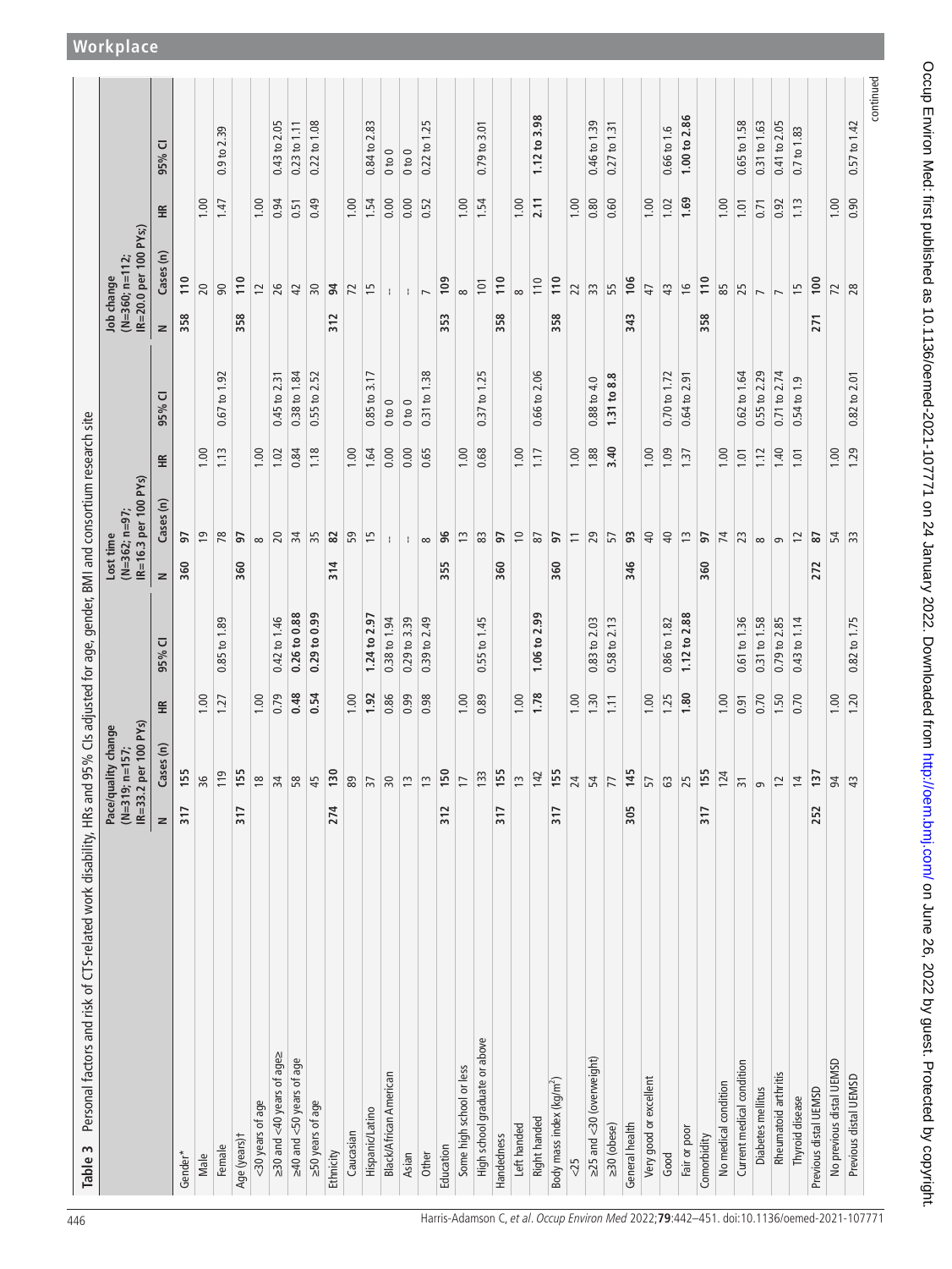**Table 3** Personal factors and risk of CTS-related work disability, HRs and 95% CIs adjusted for age, gender, BMI and consortium research site

| | Pace/quality change (N=319; n=157; IR=33.2 per 100 PYs) | | | | Lost time (N=362; n=97; IR=16.3 per 100 PYs) | | | | Job change (N=360; n=112; IR=20.0 per 100 PYs) | | | |
|---|---|---|---|---|---|---|---|---|---|---|---|---|
| | N | Cases (n) | HR | 95% CI | N | Cases (n) | HR | 95% CI | N | Cases (n) | HR | 95% CI |
| Gender* | **317** | **155** | | | **360** | **97** | | | **358** | **110** | | |
| Male | | 36 | 1.00 | | | 19 | 1.00 | | | 20 | 1.00 | |
| Female | | 119 | 1.27 | 0.85 to 1.89 | | 78 | 1.13 | 0.67 to 1.92 | | 90 | 1.47 | 0.9 to 2.39 |
| Age (years)† | **317** | **155** | | | **360** | **97** | | | **358** | **110** | | |
| <30 years of age | | 18 | 1.00 | | | 8 | 1.00 | | | 12 | 1.00 | |
| ≥30 and <40 years of age≥ | | 34 | 0.79 | 0.42 to 1.46 | | 20 | 1.02 | 0.45 to 2.31 | | 26 | 0.94 | 0.43 to 2.05 |
| ≥40 and <50 years of age | | 58 | **0.48** | **0.26 to 0.88** | | 34 | 0.84 | 0.38 to 1.84 | | 42 | 0.51 | 0.23 to 1.11 |
| ≥50 years of age | | 45 | **0.54** | **0.29 to 0.99** | | 35 | 1.18 | 0.55 to 2.52 | | 30 | 0.49 | 0.22 to 1.08 |
| Ethnicity | **274** | **130** | | | **314** | **82** | | | **312** | **94** | | |
| Caucasian | | 89 | 1.00 | | | 59 | 1.00 | | | 72 | 1.00 | |
| Hispanic/Latino | | 37 | **1.92** | **1.24 to 2.97** | | 15 | 1.64 | 0.85 to 3.17 | | 15 | 1.54 | 0.84 to 2.83 |
| Black/African American | | 30 | 0.86 | 0.38 to 1.94 | | -- | 0.00 | 0 to 0 | | -- | 0.00 | 0 to 0 |
| Asian | | 13 | 0.99 | 0.29 to 3.39 | | -- | 0.00 | 0 to 0 | | -- | 0.00 | 0 to 0 |
| Other | | 13 | 0.98 | 0.39 to 2.49 | | 8 | 0.65 | 0.31 to 1.38 | | 7 | 0.52 | 0.22 to 1.25 |
| Education | **312** | **150** | | | **355** | **96** | | | **353** | **109** | | |
| Some high school or less | | 17 | 1.00 | | | 13 | 1.00 | | | 8 | 1.00 | |
| High school graduate or above | | 133 | 0.89 | 0.55 to 1.45 | | 83 | 0.68 | 0.37 to 1.25 | | 101 | 1.54 | 0.79 to 3.01 |
| Handedness | **317** | **155** | | | **360** | **97** | | | **358** | **110** | | |
| Left handed | | 13 | 1.00 | | | 10 | 1.00 | | | 8 | 1.00 | |
| Right handed | | 142 | **1.78** | **1.06 to 2.99** | | 87 | 1.17 | 0.66 to 2.06 | | 110 | **2.11** | **1.12 to 3.98** |
| Body mass index (kg/m²) | **317** | **155** | | | **360** | **97** | | | **358** | **110** | | |
| <25 | | 24 | 1.00 | | | 11 | 1.00 | | | 22 | 1.00 | |
| ≥25 and <30 (overweight) | | 54 | 1.30 | 0.83 to 2.03 | | 29 | 1.88 | 0.88 to 4.0 | | 33 | 0.80 | 0.46 to 1.39 |
| ≥30 (obese) | | 77 | 1.11 | 0.58 to 2.13 | | 57 | **3.40** | **1.31 to 8.8** | | 55 | 0.60 | 0.27 to 1.31 |
| General health | **305** | **145** | | | **346** | **93** | | | **343** | **106** | | |
| Very good or excellent | | 57 | 1.00 | | | 40 | 1.00 | | | 47 | 1.00 | |
| Good | | 63 | 1.25 | 0.86 to 1.82 | | 40 | 1.09 | 0.70 to 1.72 | | 43 | 1.02 | 0.66 to 1.6 |
| Fair or poor | | 25 | **1.80** | **1.12 to 2.88** | | 13 | 1.37 | 0.64 to 2.91 | | 16 | **1.69** | **1.00 to 2.86** |
| Comorbidity | **317** | **155** | | | **360** | **97** | | | **358** | **110** | | |
| No medical condition | | 124 | 1.00 | | | 74 | 1.00 | | | 85 | 1.00 | |
| Current medical condition | | 31 | 0.91 | 0.61 to 1.36 | | 23 | 1.01 | 0.62 to 1.64 | | 25 | 1.01 | 0.65 to 1.58 |
| Diabetes mellitus | | 9 | 0.70 | 0.31 to 1.58 | | 8 | 1.12 | 0.55 to 2.29 | | 7 | 0.71 | 0.31 to 1.63 |
| Rheumatoid arthritis | | 12 | 1.50 | 0.79 to 2.85 | | 9 | 1.40 | 0.71 to 2.74 | | 7 | 0.92 | 0.41 to 2.05 |
| Thyroid disease | | 14 | 0.70 | 0.43 to 1.14 | | 12 | 1.01 | 0.54 to 1.9 | | 15 | 1.13 | 0.7 to 1.83 |
| Previous distal UEMSD | **252** | **137** | | | **272** | **87** | | | **271** | **100** | | |
| No previous distal UEMSD | | 94 | 1.00 | | | 54 | 1.00 | | | 72 | 1.00 | |
| Previous distal UEMSD | | 43 | 1.20 | 0.82 to 1.75 | | 33 | 1.29 | 0.82 to 2.01 | | 28 | 0.90 | 0.57 to 1.42 |

continued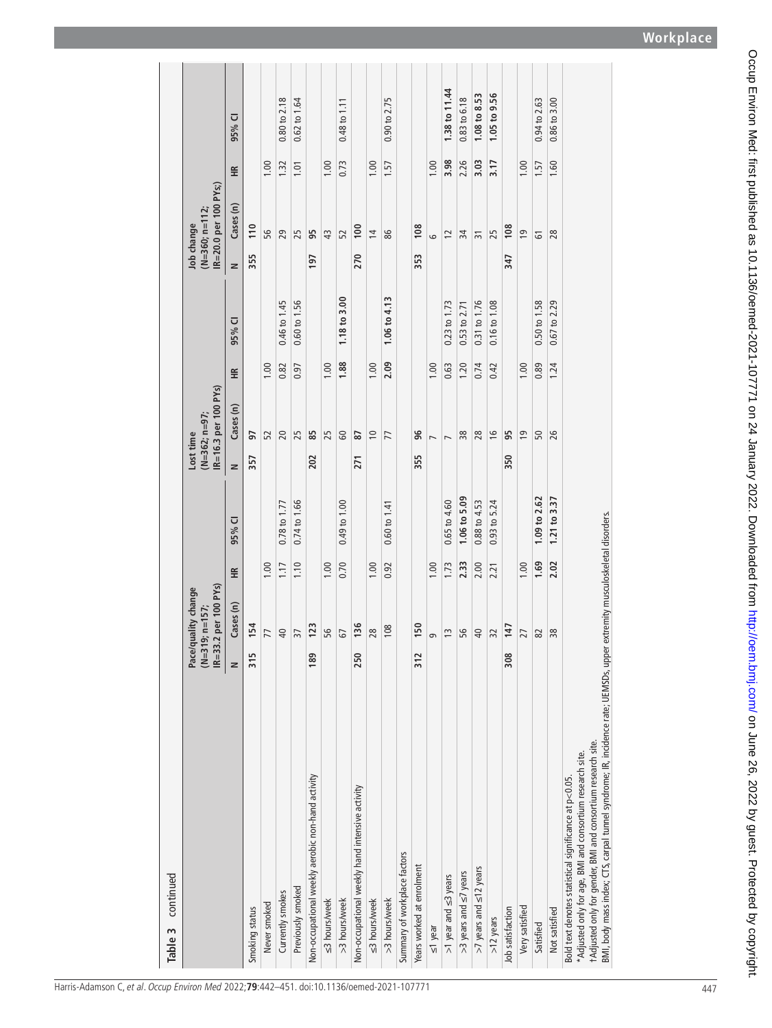**Table 3 continued**

| | Pace/quality change (N=319; n=157; IR=33.2 per 100 PYs) | | | | Lost time (N=362; n=97; IR=16.3 per 100 PYs) | | | | Job change (N=360; n=112; IR=20.0 per 100 PYs;) | | | |
|---|---|---|---|---|---|---|---|---|---|---|---|---|
| | N | Cases (n) | HR | 95% CI | N | Cases (n) | HR | 95% CI | N | Cases (n) | HR | 95% CI |
| Smoking status | 315 | 154 | | | 357 | 97 | | | 355 | 110 | | |
| Never smoked | | 77 | 1.00 | | | 52 | 1.00 | | | 56 | 1.00 | |
| Currently smokes | | 40 | 1.17 | 0.78 to 1.77 | | 20 | 0.82 | 0.46 to 1.45 | | 29 | 1.32 | 0.80 to 2.18 |
| Previously smoked | | 37 | 1.10 | 0.74 to 1.66 | | 25 | 0.97 | 0.60 to 1.56 | | 25 | 1.01 | 0.62 to 1.64 |
| Non-occupational weekly aerobic non-hand activity | 189 | 123 | | | 202 | 85 | | | 197 | 95 | | |
| ≤3 hours/week | | 56 | 1.00 | | | 25 | 1.00 | | | 43 | 1.00 | |
| >3 hours/week | | 67 | 0.70 | 0.49 to 1.00 | | 60 | **1.88** | **1.18 to 3.00** | | 52 | 0.73 | 0.48 to 1.11 |
| Non-occupational weekly hand intensive activity | 250 | 136 | | | 271 | 87 | | | 270 | 100 | | |
| ≤3 hours/week | | 28 | 1.00 | | | 10 | 1.00 | | | 14 | 1.00 | |
| >3 hours/week | | 108 | 0.92 | 0.60 to 1.41 | | 77 | **2.09** | **1.06 to 4.13** | | 86 | 1.57 | 0.90 to 2.75 |
| Summary of workplace factors | | | | | | | | | | | | |
| Years worked at enrolment | 312 | 150 | | | 355 | 96 | | | 353 | 108 | | |
| ≤1 year | | 9 | 1.00 | | | 7 | 1.00 | | | 6 | 1.00 | |
| >1 year and ≤3 years | | 13 | 1.73 | 0.65 to 4.60 | | 7 | 0.63 | 0.23 to 1.73 | | 12 | **3.98** | **1.38 to 11.44** |
| >3 years and ≤7 years | | 56 | **2.33** | **1.06 to 5.09** | | 38 | 1.20 | 0.53 to 2.71 | | 34 | 2.26 | 0.83 to 6.18 |
| >7 years and ≤12 years | | 40 | 2.00 | 0.88 to 4.53 | | 28 | 0.74 | 0.31 to 1.76 | | 31 | **3.03** | **1.08 to 8.53** |
| >12 years | | 32 | 2.21 | 0.93 to 5.24 | | 16 | 0.42 | 0.16 to 1.08 | | 25 | **3.17** | **1.05 to 9.56** |
| Job satisfaction | 308 | 147 | | | 350 | 95 | | | 347 | 108 | | |
| Very satisfied | | 27 | 1.00 | | | 19 | 1.00 | | | 19 | 1.00 | |
| Satisfied | | 82 | **1.69** | **1.09 to 2.62** | | 50 | 0.89 | 0.50 to 1.58 | | 61 | 1.57 | 0.94 to 2.63 |
| Not satisfied | | 38 | **2.02** | **1.21 to 3.37** | | 26 | 1.24 | 0.67 to 2.29 | | 28 | 1.60 | 0.86 to 3.00 |

Bold text denotes statistical significance at p<0.05.
*Adjusted only for age, BMI and consortium research site.
†Adjusted only for gender, BMI and consortium research site.
BMI, body mass index; CTS, carpal tunnel syndrome; IR, incidence rate; UEMSDs, upper extremity musculoskeletal disorders.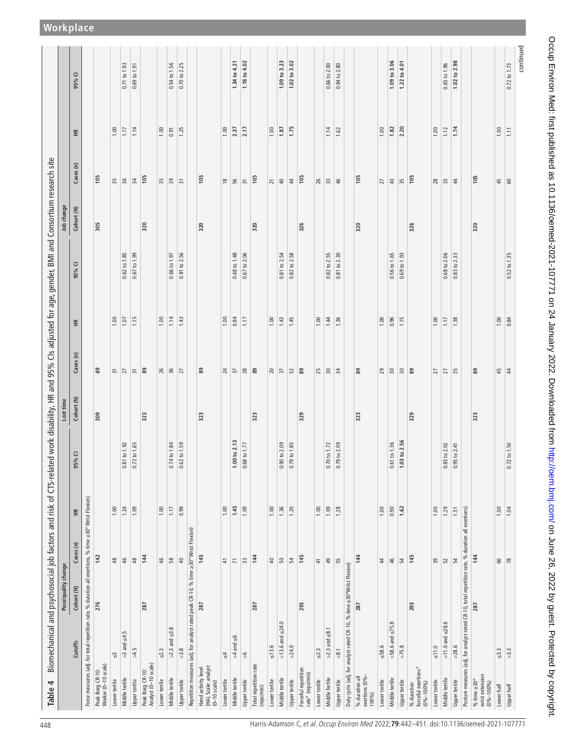**Table 4** Biomechanical and psychosocial job factors and risk of CTS-related work disability, HR and 95% CIs adjusted for age, gender, BMI and Consortium research site

| | Cutoffs | Pace/quality change | | | | Lost time | | | | Job change | | | |
|---|---|---|---|---|---|---|---|---|---|---|---|---|---|
| | | Cohort (N) | Cases (n) | HR | 95% CI | Cohort (N) | Cases (n) | HR | 95% CI | Cohort (N) | Cases (n) | HR | 95% CI |
| Force measures (adj. for total repetition rate, % duration all exertions, % time ≥30° Wrist Flexion) | | | | | | | | | | | | | |
| Peak Borg CR-10: Worker (0–10 scale) | | 276 | 142 | | | 309 | 89 | | | 305 | 105 | | |
| Lower tertile | ≤3 | | 48 | 1.00 | | | 31 | 1.00 | | | 35 | 1.00 | |
| Middle tertile | >3 and ≤4.5 | | 46 | 1.24 | 0.81 to 1.92 | | 27 | 1.07 | 0.62 to 1.85 | | 36 | 1.17 | 0.71 to 1.93 |
| Upper tertile | >4.5 | | 48 | 1.09 | 0.72 to 1.65 | | 31 | 1.15 | 0.67 to 1.99 | | 34 | 1.14 | 0.69 to 1.91 |
| Peak Borg CR-10: Analyst (0–10 scale) | | 287 | 144 | | | 323 | 89 | | | 320 | 105 | | |
| Lower tertile | ≤2.3 | | 46 | 1.00 | | | 26 | 1.00 | | | 35 | 1.00 | |
| Middle tertile | >2.3 and ≤3.8 | | 58 | 1.17 | 0.74 to 1.84 | | 36 | 1.14 | 0.66 to 1.97 | | 39 | 0.91 | 0.54 to 1.56 |
| Upper tertile | >3.8 | | 40 | 0.99 | 0.62 to 1.59 | | 27 | 1.43 | 0.81 to 2.56 | | 31 | 1.25 | 0.70 to 2.25 |
| Repetition measures (adj. for analyst rated peak CR-10, % time ≥30° Wrist Flexion) | | | | | | | | | | | | | |
| Hand activity level (HAL Scale: analyst (0–10 scale) | | 287 | 145 | | | 323 | 89 | | | 320 | 105 | | |
| Lower tertile | ≤4 | | 41 | 1.00 | | | 24 | 1.00 | | | 18 | 1.00 | |
| Middle tertile | >4 and ≤6 | | 71 | **1.45** | **1.00 to 2.13** | | 37 | 0.84 | 0.48 to 1.48 | | 56 | **2.37** | **1.34 to 4.21** |
| Upper tertile | >6 | | 33 | 1.09 | 0.68 to 1.77 | | 28 | 1.17 | 0.67 to 2.06 | | 31 | **2.17** | **1.18 to 4.02** |
| Total repetition rate (reps/min) | | 287 | 144 | | | 323 | 89 | | | 320 | 105 | | |
| Lower tertile | ≤13.6 | | 40 | 1.00 | | | 20 | 1.00 | | | 21 | 1.00 | |
| Middle tertile | >13.6 and ≤24.0 | | 50 | 1.36 | 0.90 to 2.09 | | 37 | 1.43 | 0.81 to 2.54 | | 40 | **1.87** | **1.09 to 3.23** |
| Upper tertile | >24.0 | | 54 | 1.20 | 0.79 to 1.85 | | 32 | 1.45 | 0.82 to 2.58 | | 44 | **1.75** | **1.02 to 3.02** |
| Forceful repetition rate* (reps/min) | | 293 | 145 | | | 329 | 89 | | | 326 | 105 | | |
| Lower tertile | ≤2.3 | | 41 | 1.00 | | | 25 | 1.00 | | | 26 | | |
| Middle tertile | >2.3 and ≤8.1 | | 49 | 1.09 | 0.70 to 1.72 | | 30 | 1.44 | 0.82 to 2.55 | | 33 | 1.14 | 0.66 to 2.00 |
| Upper tertile | >8.1 | | 55 | 1.28 | 0.79 to 2.09 | | 34 | 1.36 | 0.81 to 2.30 | | 46 | 1.62 | 0.94 to 2.80 |
| Duty cycle (adj. for analyst rated CR-10, % time ≥30°Wrist Flexion) | | | | | | | | | | | | | |
| % duration all exertions (0%–100%) | | 287 | 144 | | | 323 | 89 | | | 320 | 105 | | |
| Lower tertile | ≤58.6 | | 44 | 1.00 | | | 29 | 1.00 | | | 27 | 1.00 | |
| Middle tertile | >58.6 and ≤75.8 | | 46 | 0.90 | 0.61 to 1.36 | | 30 | 0.96 | 0.56 to 1.65 | | 43 | **1.82** | **1.09 to 3.06** |
| Upper tertile | >75.8 | | 54 | **1.62** | **1.03 to 2.56** | | 30 | 1.15 | 0.69 to 1.93 | | 35 | **2.20** | **1.22 to 4.01** |
| % duration forceful exertions* (0%–100%) | | 293 | 145 | | | 329 | 89 | | | 326 | 105 | | |
| Lower tertile | ≤11.0 | | 39 | 1.00 | | | 27 | 1.00 | | | 28 | 1.00 | |
| Middle tertile | >11.0 and ≤28.6 | | 52 | 1.29 | 0.83 to 2.02 | | 27 | 1.17 | 0.68 to 2.06 | | 33 | 1.12 | 0.65 to 1.96 |
| Upper tertile | >28.6 | | 54 | 1.51 | 0.95 to 2.41 | | 35 | 1.38 | 0.83 to 2.33 | | 44 | **1.74** | **1.02 to 2.98** |
| Posture measures (adj. for analyst rated CR-10, total repetition rate, % duration all exertions) | | | | | | | | | | | | | |
| % time ≥30° wrist extension (0%–100%) | | 287 | 144 | | | 323 | 89 | | | 320 | 105 | | |
| Lower half | ≤3.3 | | 66 | 1.00 | | | 45 | 1.00 | | | 45 | 1.00 | |
| Upper half | >3.3 | | 78 | 1.04 | 0.72 to 1.50 | | 44 | 0.84 | 0.52 to 1.35 | | 60 | 1.11 | 0.72 to 1.73 |

continued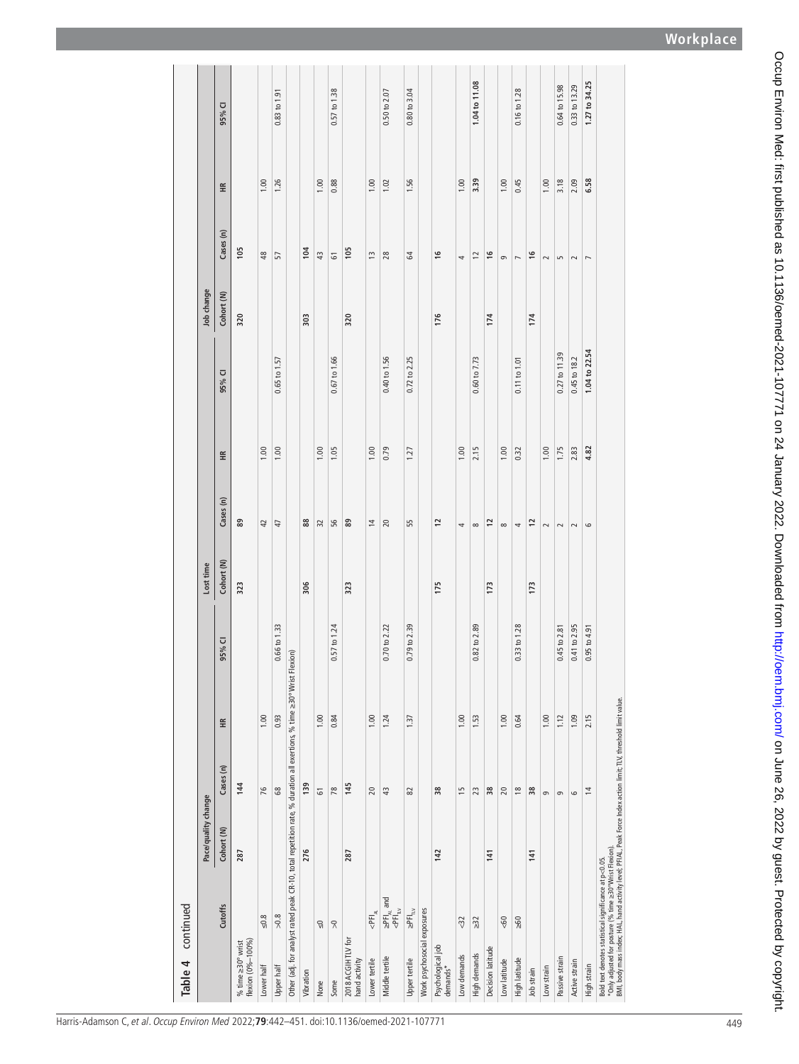**Table 4 continued**

| | Cutoffs | Pace/quality change | | | | Lost time | | | | Job change | | | |
|---|---|---|---|---|---|---|---|---|---|---|---|---|---|
| | | Cohort (N) | Cases (n) | HR | 95% CI | Cohort (N) | Cases (n) | HR | 95% CI | Cohort (N) | Cases (n) | HR | 95% CI |
| % time ≥30° wrist flexion (0%–100%) | | 287 | 144 | | | 323 | 89 | | | 320 | 105 | | |
| Lower half | ≤0.8 | | 76 | 1.00 | | | 42 | 1.00 | | | 48 | 1.00 | |
| Upper half | >0.8 | | 68 | 0.93 | 0.66 to 1.33 | | 47 | 1.00 | 0.65 to 1.57 | | 57 | 1.26 | 0.83 to 1.91 |
| Other (adj. for analyst rated peak CR-10, total repetition rate, % duration all exertions, % time ≥30° Wrist Flexion) | | | | | | | | | | | | | |
| Vibration | | 276 | 139 | | | 306 | 88 | | | 303 | 104 | | |
| None | ≤0 | | 61 | 1.00 | | | 32 | 1.00 | | | 43 | 1.00 | |
| Some | >0 | | 78 | 0.84 | 0.57 to 1.24 | | 56 | 1.05 | 0.67 to 1.66 | | 61 | 0.88 | 0.57 to 1.38 |
| 2018 ACGIH TLV for hand activity | | 287 | 145 | | | 323 | 89 | | | 320 | 105 | | |
| Lower tertile | $<PFI_{AL}$ | | 20 | 1.00 | | | 14 | 1.00 | | | 13 | 1.00 | |
| Middle tertile | $\geq PFI_{AL}$ and $<PFI_{TLV}$ | | 43 | 1.24 | 0.70 to 2.22 | | 20 | 0.79 | 0.40 to 1.56 | | 28 | 1.02 | 0.50 to 2.07 |
| Upper tertile | $\geq PFI_{TLV}$ | | 82 | 1.37 | 0.79 to 2.39 | | 55 | 1.27 | 0.72 to 2.25 | | 64 | 1.56 | 0.80 to 3.04 |
| Work psychosocial exposures | | | | | | | | | | | | | |
| Psychological job demands* | | 142 | 38 | | | 175 | 12 | | | 176 | 16 | | |
| Low demands | <32 | | 15 | 1.00 | | | 4 | 1.00 | | | 4 | 1.00 | |
| High demands | ≥32 | | 23 | 1.53 | 0.82 to 2.89 | | 8 | 2.15 | 0.60 to 7.73 | | 12 | **3.39** | **1.04 to 11.08** |
| Decision latitude | | 141 | 38 | | | 173 | 12 | | | 174 | 16 | | |
| Low latitude | <60 | | 20 | 1.00 | | | 8 | 1.00 | | | 9 | 1.00 | |
| High latitude | ≥60 | | 18 | 0.64 | 0.33 to 1.28 | | 4 | 0.32 | 0.11 to 1.01 | | 7 | 0.45 | 0.16 to 1.28 |
| Job strain | | 141 | 38 | | | 173 | 12 | | | 174 | 16 | | |
| Low strain | | | 9 | 1.00 | | | 2 | 1.00 | | | 2 | 1.00 | |
| Passive strain | | | 9 | 1.12 | 0.45 to 2.81 | | 2 | 1.75 | 0.27 to 11.39 | | 5 | 3.18 | 0.64 to 15.98 |
| Active strain | | | 6 | 1.09 | 0.41 to 2.95 | | 2 | 2.83 | 0.45 to 18.2 | | 2 | 2.09 | 0.33 to 13.29 |
| High strain | | | 14 | 2.15 | 0.95 to 4.91 | | 6 | **4.82** | **1.04 to 22.54** | | 7 | **6.58** | **1.27 to 34.25** |

Bold text denotes statistical significance at p<0.05.
*Only adjusted for posture (% time ≥30°Wrist Flexion).
BMI, body mass index; HAL, hand activity level; PFIAL, Peak Force Index action limit; TLV, threshold limit value.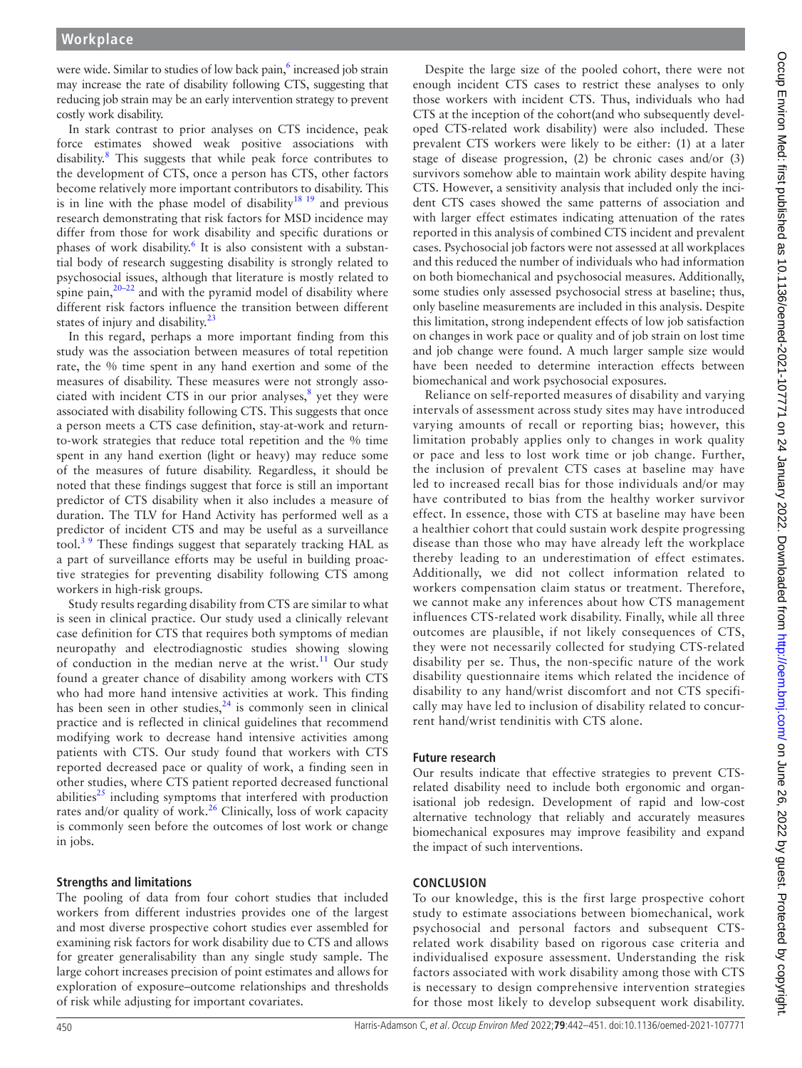were wide. Similar to studies of low back pain,[6] increased job strain may increase the rate of disability following CTS, suggesting that reducing job strain may be an early intervention strategy to prevent costly work disability.

In stark contrast to prior analyses on CTS incidence, peak force estimates showed weak positive associations with disability.[8] This suggests that while peak force contributes to the development of CTS, once a person has CTS, other factors become relatively more important contributors to disability. This is in line with the phase model of disability[18 19] and previous research demonstrating that risk factors for MSD incidence may differ from those for work disability and specific durations or phases of work disability.[6] It is also consistent with a substantial body of research suggesting disability is strongly related to psychosocial issues, although that literature is mostly related to spine pain,[20–22] and with the pyramid model of disability where different risk factors influence the transition between different states of injury and disability.[23]

In this regard, perhaps a more important finding from this study was the association between measures of total repetition rate, the % time spent in any hand exertion and some of the measures of disability. These measures were not strongly associated with incident CTS in our prior analyses,[8] yet they were associated with disability following CTS. This suggests that once a person meets a CTS case definition, stay-at-work and return-to-work strategies that reduce total repetition and the % time spent in any hand exertion (light or heavy) may reduce some of the measures of future disability. Regardless, it should be noted that these findings suggest that force is still an important predictor of CTS disability when it also includes a measure of duration. The TLV for Hand Activity has performed well as a predictor of incident CTS and may be useful as a surveillance tool.[3 9] These findings suggest that separately tracking HAL as a part of surveillance efforts may be useful in building proactive strategies for preventing disability following CTS among workers in high-risk groups.

Study results regarding disability from CTS are similar to what is seen in clinical practice. Our study used a clinically relevant case definition for CTS that requires both symptoms of median neuropathy and electrodiagnostic studies showing slowing of conduction in the median nerve at the wrist.[11] Our study found a greater chance of disability among workers with CTS who had more hand intensive activities at work. This finding has been seen in other studies,[24] is commonly seen in clinical practice and is reflected in clinical guidelines that recommend modifying work to decrease hand intensive activities among patients with CTS. Our study found that workers with CTS reported decreased pace or quality of work, a finding seen in other studies, where CTS patient reported decreased functional abilities[25] including symptoms that interfered with production rates and/or quality of work.[26] Clinically, loss of work capacity is commonly seen before the outcomes of lost work or change in jobs.

### Strengths and limitations

The pooling of data from four cohort studies that included workers from different industries provides one of the largest and most diverse prospective cohort studies ever assembled for examining risk factors for work disability due to CTS and allows for greater generalisability than any single study sample. The large cohort increases precision of point estimates and allows for exploration of exposure–outcome relationships and thresholds of risk while adjusting for important covariates.

Despite the large size of the pooled cohort, there were not enough incident CTS cases to restrict these analyses to only those workers with incident CTS. Thus, individuals who had CTS at the inception of the cohort(and who subsequently developed CTS-related work disability) were also included. These prevalent CTS workers were likely to be either: (1) at a later stage of disease progression, (2) be chronic cases and/or (3) survivors somehow able to maintain work ability despite having CTS. However, a sensitivity analysis that included only the incident CTS cases showed the same patterns of association and with larger effect estimates indicating attenuation of the rates reported in this analysis of combined CTS incident and prevalent cases. Psychosocial job factors were not assessed at all workplaces and this reduced the number of individuals who had information on both biomechanical and psychosocial measures. Additionally, some studies only assessed psychosocial stress at baseline; thus, only baseline measurements are included in this analysis. Despite this limitation, strong independent effects of low job satisfaction on changes in work pace or quality and of job strain on lost time and job change were found. A much larger sample size would have been needed to determine interaction effects between biomechanical and work psychosocial exposures.

Reliance on self-reported measures of disability and varying intervals of assessment across study sites may have introduced varying amounts of recall or reporting bias; however, this limitation probably applies only to changes in work quality or pace and less to lost work time or job change. Further, the inclusion of prevalent CTS cases at baseline may have led to increased recall bias for those individuals and/or may have contributed to bias from the healthy worker survivor effect. In essence, those with CTS at baseline may have been a healthier cohort that could sustain work despite progressing disease than those who may have already left the workplace thereby leading to an underestimation of effect estimates. Additionally, we did not collect information related to workers compensation claim status or treatment. Therefore, we cannot make any inferences about how CTS management influences CTS-related work disability. Finally, while all three outcomes are plausible, if not likely consequences of CTS, they were not necessarily collected for studying CTS-related disability per se. Thus, the non-specific nature of the work disability questionnaire items which related the incidence of disability to any hand/wrist discomfort and not CTS specifically may have led to inclusion of disability related to concurrent hand/wrist tendinitis with CTS alone.

### Future research

Our results indicate that effective strategies to prevent CTS-related disability need to include both ergonomic and organisational job redesign. Development of rapid and low-cost alternative technology that reliably and accurately measures biomechanical exposures may improve feasibility and expand the impact of such interventions.

## CONCLUSION

To our knowledge, this is the first large prospective cohort study to estimate associations between biomechanical, work psychosocial and personal factors and subsequent CTS-related work disability based on rigorous case criteria and individualised exposure assessment. Understanding the risk factors associated with work disability among those with CTS is necessary to design comprehensive intervention strategies for those most likely to develop subsequent work disability.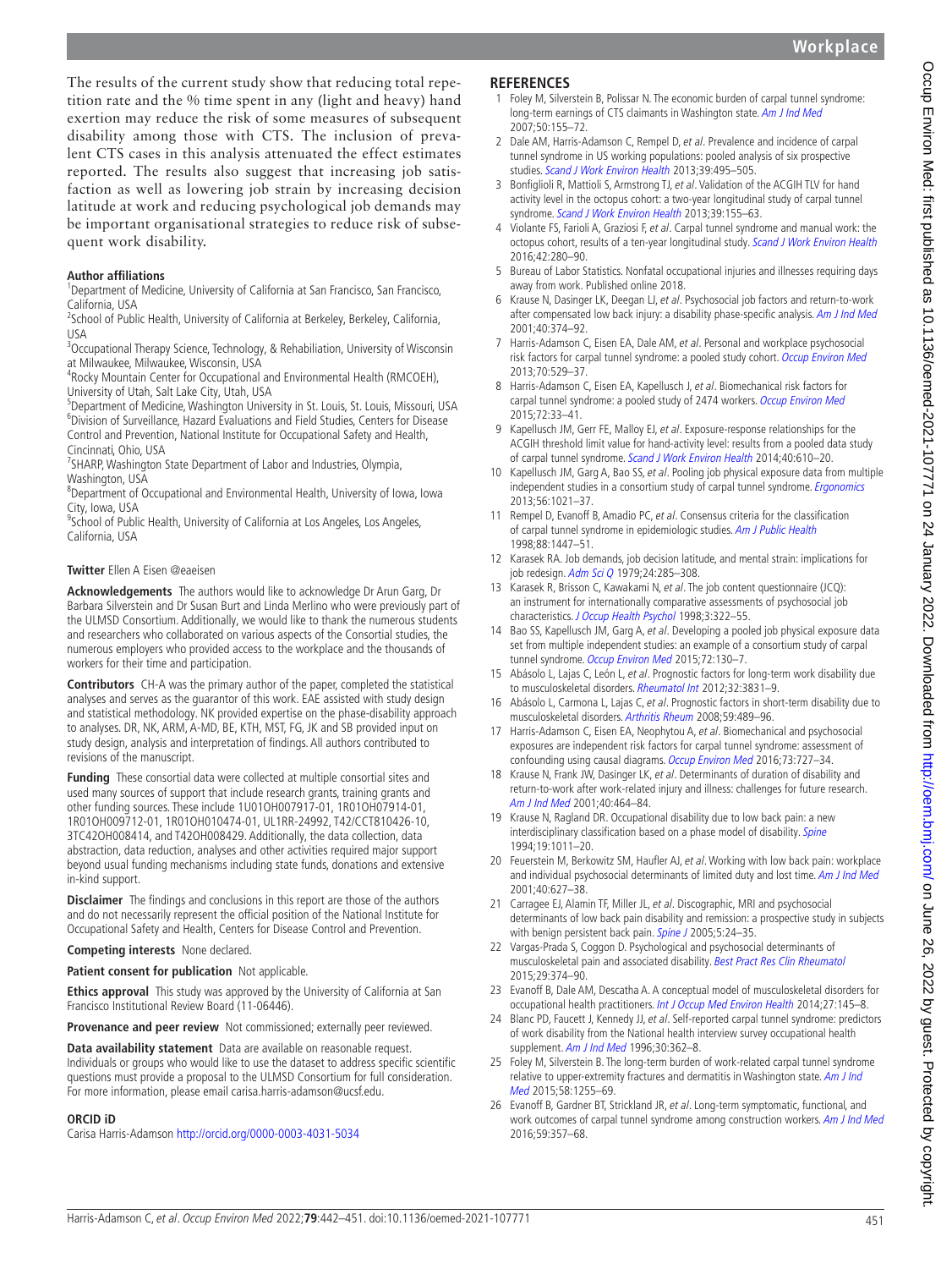The results of the current study show that reducing total repetition rate and the % time spent in any (light and heavy) hand exertion may reduce the risk of some measures of subsequent disability among those with CTS. The inclusion of prevalent CTS cases in this analysis attenuated the effect estimates reported. The results also suggest that increasing job satisfaction as well as lowering job strain by increasing decision latitude at work and reducing psychological job demands may be important organisational strategies to reduce risk of subsequent work disability.

**Author affiliations**

[1]Department of Medicine, University of California at San Francisco, San Francisco, California, USA
[2]School of Public Health, University of California at Berkeley, Berkeley, California, USA
[3]Occupational Therapy Science, Technology, & Rehabiliation, University of Wisconsin at Milwaukee, Milwaukee, Wisconsin, USA
[4]Rocky Mountain Center for Occupational and Environmental Health (RMCOEH), University of Utah, Salt Lake City, Utah, USA
[5]Department of Medicine, Washington University in St. Louis, St. Louis, Missouri, USA
[6]Division of Surveillance, Hazard Evaluations and Field Studies, Centers for Disease Control and Prevention, National Institute for Occupational Safety and Health, Cincinnati, Ohio, USA
[7]SHARP, Washington State Department of Labor and Industries, Olympia, Washington, USA
[8]Department of Occupational and Environmental Health, University of Iowa, Iowa City, Iowa, USA
[9]School of Public Health, University of California at Los Angeles, Los Angeles, California, USA

**Twitter** Ellen A Eisen @eaeisen

**Acknowledgements** The authors would like to acknowledge Dr Arun Garg, Dr Barbara Silverstein and Dr Susan Burt and Linda Merlino who were previously part of the ULMSD Consortium. Additionally, we would like to thank the numerous students and researchers who collaborated on various aspects of the Consortial studies, the numerous employers who provided access to the workplace and the thousands of workers for their time and participation.

**Contributors** CH-A was the primary author of the paper, completed the statistical analyses and serves as the guarantor of this work. EAE assisted with study design and statistical methodology. NK provided expertise on the phase-disability approach to analyses. DR, NK, ARM, A-MD, BE, KTH, MST, FG, JK and SB provided input on study design, analysis and interpretation of findings. All authors contributed to revisions of the manuscript.

**Funding** These consortial data were collected at multiple consortial sites and used many sources of support that include research grants, training grants and other funding sources. These include 1U01OH007917-01, 1R01OH07914-01, 1R01OH009712-01, 1R01OH010474-01, UL1RR-24992, T42/CCT810426-10, 3TC42OH008414, and T42OH008429. Additionally, the data collection, data abstraction, data reduction, analyses and other activities required major support beyond usual funding mechanisms including state funds, donations and extensive in-kind support.

**Disclaimer** The findings and conclusions in this report are those of the authors and do not necessarily represent the official position of the National Institute for Occupational Safety and Health, Centers for Disease Control and Prevention.

**Competing interests** None declared.

**Patient consent for publication** Not applicable.

**Ethics approval** This study was approved by the University of California at San Francisco Institutional Review Board (11-06446).

**Provenance and peer review** Not commissioned; externally peer reviewed.

**Data availability statement** Data are available on reasonable request. Individuals or groups who would like to use the dataset to address specific scientific questions must provide a proposal to the ULMSD Consortium for full consideration. For more information, please email carisa.harris-adamson@ucsf.edu.

**ORCID iD**

Carisa Harris-Adamson http://orcid.org/0000-0003-4031-5034

## REFERENCES

1. Foley M, Silverstein B, Polissar N. The economic burden of carpal tunnel syndrome: long-term earnings of CTS claimants in Washington state. *Am J Ind Med* 2007;50:155–72.
2. Dale AM, Harris-Adamson C, Rempel D, *et al*. Prevalence and incidence of carpal tunnel syndrome in US working populations: pooled analysis of six prospective studies. *Scand J Work Environ Health* 2013;39:495–505.
3. Bonfiglioli R, Mattioli S, Armstrong TJ, *et al*. Validation of the ACGIH TLV for hand activity level in the octopus cohort: a two-year longitudinal study of carpal tunnel syndrome. *Scand J Work Environ Health* 2013;39:155–63.
4. Violante FS, Farioli A, Graziosi F, *et al*. Carpal tunnel syndrome and manual work: the octopus cohort, results of a ten-year longitudinal study. *Scand J Work Environ Health* 2016;42:280–90.
5. Bureau of Labor Statistics. Nonfatal occupational injuries and illnesses requiring days away from work. Published online 2018.
6. Krause N, Dasinger LK, Deegan LJ, *et al*. Psychosocial job factors and return-to-work after compensated low back injury: a disability phase-specific analysis. *Am J Ind Med* 2001;40:374–92.
7. Harris-Adamson C, Eisen EA, Dale AM, *et al*. Personal and workplace psychosocial risk factors for carpal tunnel syndrome: a pooled study cohort. *Occup Environ Med* 2013;70:529–37.
8. Harris-Adamson C, Eisen EA, Kapellusch J, *et al*. Biomechanical risk factors for carpal tunnel syndrome: a pooled study of 2474 workers. *Occup Environ Med* 2015;72:33–41.
9. Kapellusch JM, Gerr FE, Malloy EJ, *et al*. Exposure-response relationships for the ACGIH threshold limit value for hand-activity level: results from a pooled data study of carpal tunnel syndrome. *Scand J Work Environ Health* 2014;40:610–20.
10. Kapellusch JM, Garg A, Bao SS, *et al*. Pooling job physical exposure data from multiple independent studies in a consortium study of carpal tunnel syndrome. *Ergonomics* 2013;56:1021–37.
11. Rempel D, Evanoff B, Amadio PC, *et al*. Consensus criteria for the classification of carpal tunnel syndrome in epidemiologic studies. *Am J Public Health* 1998;88:1447–51.
12. Karasek RA. Job demands, job decision latitude, and mental strain: implications for job redesign. *Adm Sci Q* 1979;24:285–308.
13. Karasek R, Brisson C, Kawakami N, *et al*. The job content questionnaire (JCQ): an instrument for internationally comparative assessments of psychosocial job characteristics. *J Occup Health Psychol* 1998;3:322–55.
14. Bao SS, Kapellusch JM, Garg A, *et al*. Developing a pooled job physical exposure data set from multiple independent studies: an example of a consortium study of carpal tunnel syndrome. *Occup Environ Med* 2015;72:130–7.
15. Abásolo L, Lajas C, León L, *et al*. Prognostic factors for long-term work disability due to musculoskeletal disorders. *Rheumatol Int* 2012;32:3831–9.
16. Abásolo L, Carmona L, Lajas C, *et al*. Prognostic factors in short-term disability due to musculoskeletal disorders. *Arthritis Rheum* 2008;59:489–96.
17. Harris-Adamson C, Eisen EA, Neophytou A, *et al*. Biomechanical and psychosocial exposures are independent risk factors for carpal tunnel syndrome: assessment of confounding using causal diagrams. *Occup Environ Med* 2016;73:727–34.
18. Krause N, Frank JW, Dasinger LK, *et al*. Determinants of duration of disability and return-to-work after work-related injury and illness: challenges for future research. *Am J Ind Med* 2001;40:464–84.
19. Krause N, Ragland DR. Occupational disability due to low back pain: a new interdisciplinary classification based on a phase model of disability. *Spine* 1994;19:1011–20.
20. Feuerstein M, Berkowitz SM, Haufler AJ, *et al*. Working with low back pain: workplace and individual psychosocial determinants of limited duty and lost time. *Am J Ind Med* 2001;40:627–38.
21. Carragee EJ, Alamin TF, Miller JL, *et al*. Discographic, MRI and psychosocial determinants of low back pain disability and remission: a prospective study in subjects with benign persistent back pain. *Spine J* 2005;5:24–35.
22. Vargas-Prada S, Coggon D. Psychological and psychosocial determinants of musculoskeletal pain and associated disability. *Best Pract Res Clin Rheumatol* 2015;29:374–90.
23. Evanoff B, Dale AM, Descatha A. A conceptual model of musculoskeletal disorders for occupational health practitioners. *Int J Occup Med Environ Health* 2014;27:145–8.
24. Blanc PD, Faucett J, Kennedy JJ, *et al*. Self-reported carpal tunnel syndrome: predictors of work disability from the National health interview survey occupational health supplement. *Am J Ind Med* 1996;30:362–8.
25. Foley M, Silverstein B. The long-term burden of work-related carpal tunnel syndrome relative to upper-extremity fractures and dermatitis in Washington state. *Am J Ind Med* 2015;58:1255–69.
26. Evanoff B, Gardner BT, Strickland JR, *et al*. Long-term symptomatic, functional, and work outcomes of carpal tunnel syndrome among construction workers. *Am J Ind Med* 2016;59:357–68.